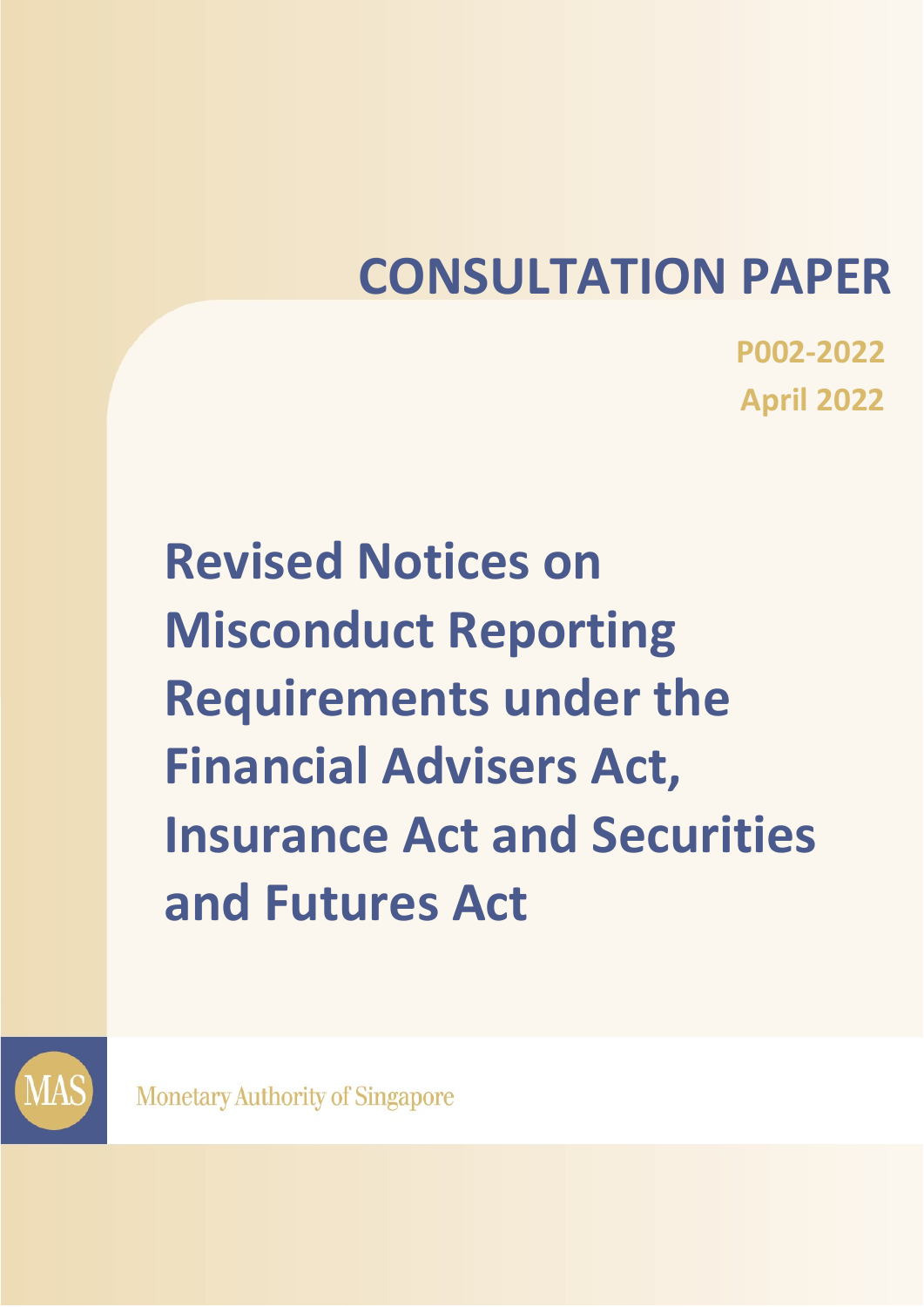# CONSULTATION PAPER

**P002-2022**

**April 2022**

# Revised Notices on Misconduct Reporting Requirements under the Financial Advisers Act, Insurance Act and Securities and Futures Act

Monetary Authority of Singapore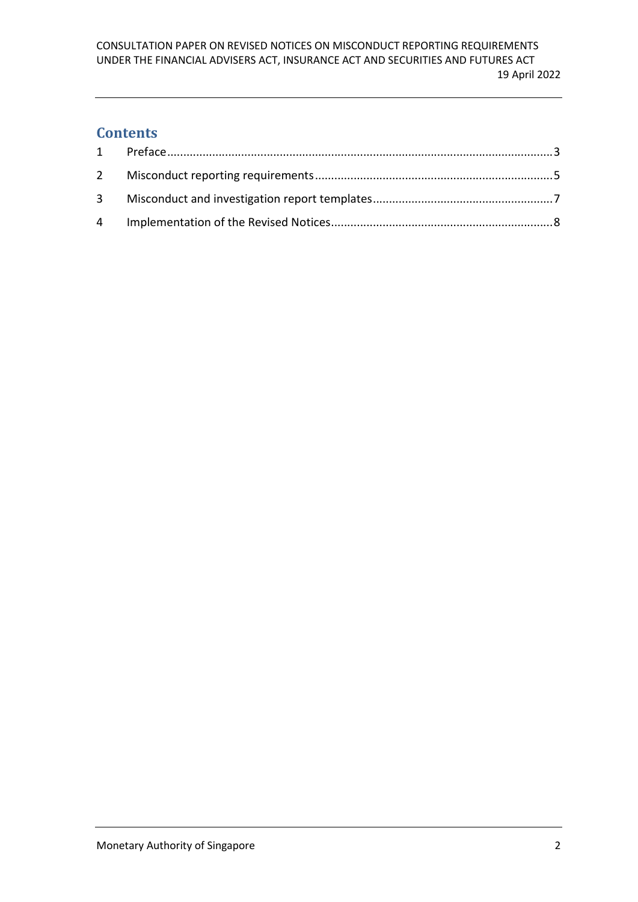## Contents

1 Preface....................................................................................................................3

2 Misconduct reporting requirements........................................................................5

3 Misconduct and investigation report templates.......................................................7

4 Implementation of the Revised Notices...................................................................8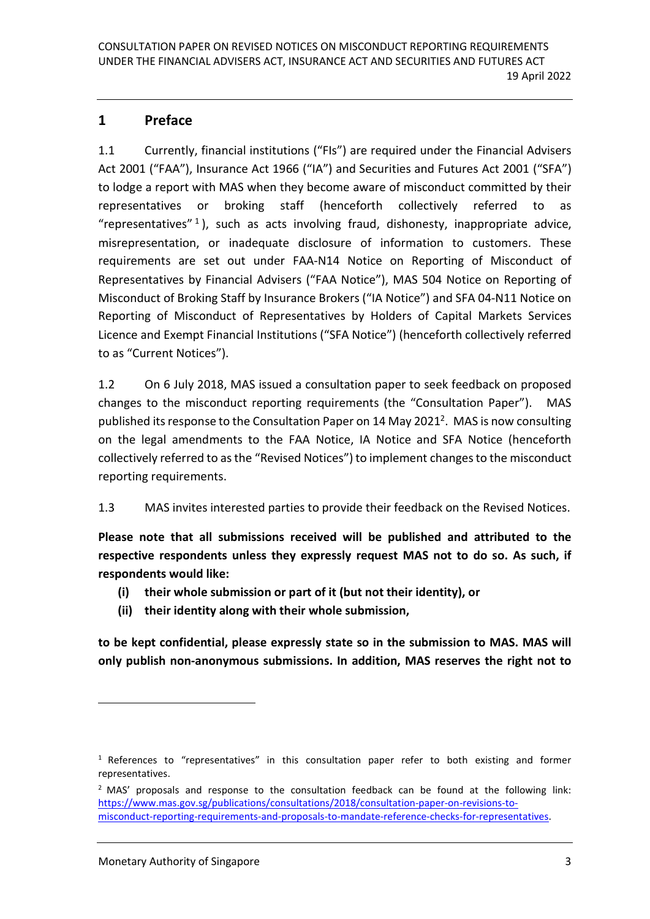## 1 Preface

1.1 Currently, financial institutions ("FIs") are required under the Financial Advisers Act 2001 ("FAA"), Insurance Act 1966 ("IA") and Securities and Futures Act 2001 ("SFA") to lodge a report with MAS when they become aware of misconduct committed by their representatives or broking staff (henceforth collectively referred to as "representatives"[1]), such as acts involving fraud, dishonesty, inappropriate advice, misrepresentation, or inadequate disclosure of information to customers. These requirements are set out under FAA-N14 Notice on Reporting of Misconduct of Representatives by Financial Advisers ("FAA Notice"), MAS 504 Notice on Reporting of Misconduct of Broking Staff by Insurance Brokers ("IA Notice") and SFA 04-N11 Notice on Reporting of Misconduct of Representatives by Holders of Capital Markets Services Licence and Exempt Financial Institutions ("SFA Notice") (henceforth collectively referred to as "Current Notices").

1.2 On 6 July 2018, MAS issued a consultation paper to seek feedback on proposed changes to the misconduct reporting requirements (the "Consultation Paper"). MAS published its response to the Consultation Paper on 14 May 2021[2]. MAS is now consulting on the legal amendments to the FAA Notice, IA Notice and SFA Notice (henceforth collectively referred to as the "Revised Notices") to implement changes to the misconduct reporting requirements.

1.3 MAS invites interested parties to provide their feedback on the Revised Notices.

**Please note that all submissions received will be published and attributed to the respective respondents unless they expressly request MAS not to do so. As such, if respondents would like:**

- **(i) their whole submission or part of it (but not their identity), or**
- **(ii) their identity along with their whole submission,**

**to be kept confidential, please expressly state so in the submission to MAS. MAS will only publish non-anonymous submissions. In addition, MAS reserves the right not to**

---

[1] References to "representatives" in this consultation paper refer to both existing and former representatives.

[2] MAS' proposals and response to the consultation feedback can be found at the following link: https://www.mas.gov.sg/publications/consultations/2018/consultation-paper-on-revisions-to-misconduct-reporting-requirements-and-proposals-to-mandate-reference-checks-for-representatives.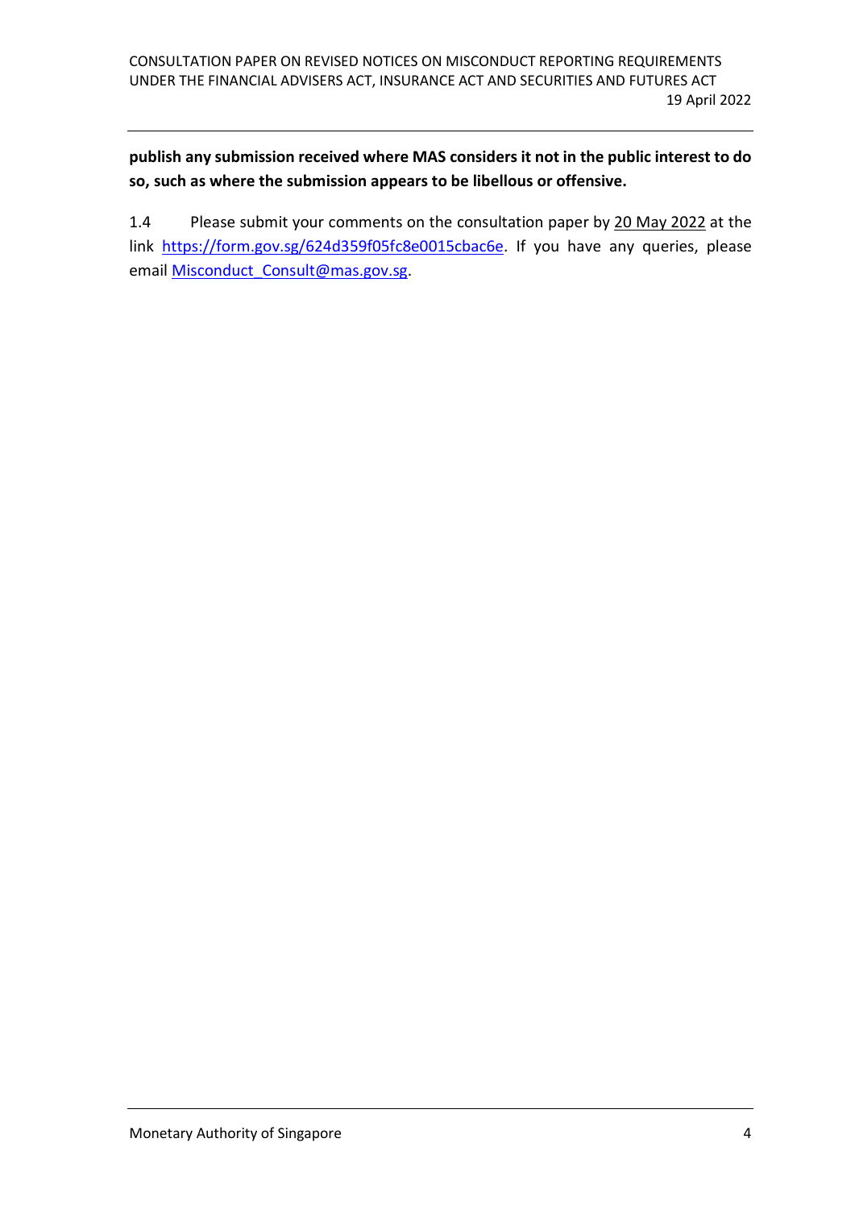**publish any submission received where MAS considers it not in the public interest to do so, such as where the submission appears to be libellous or offensive.**

1.4 Please submit your comments on the consultation paper by 20 May 2022 at the link https://form.gov.sg/624d359f05fc8e0015cbac6e. If you have any queries, please email Misconduct_Consult@mas.gov.sg.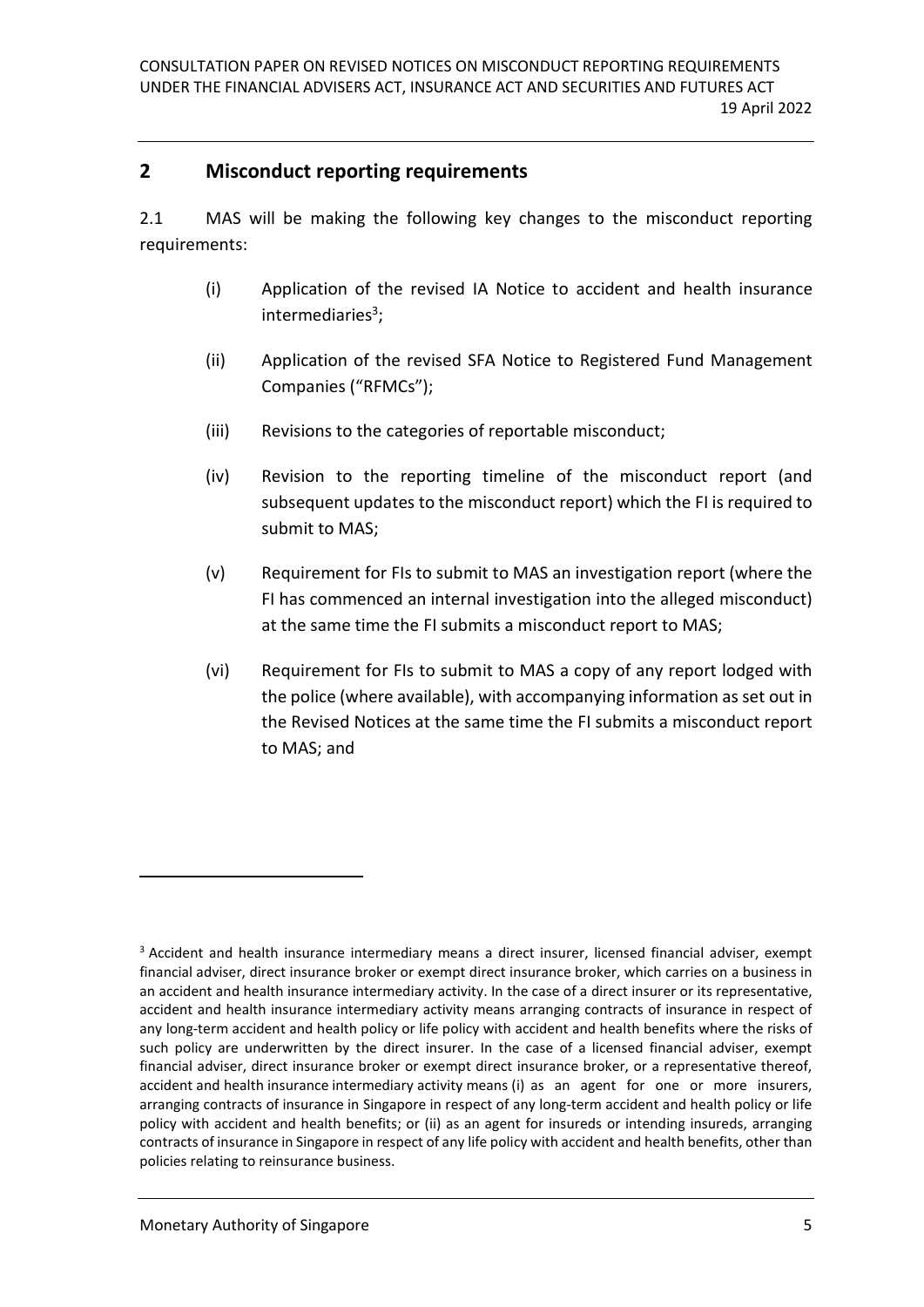## 2 Misconduct reporting requirements

2.1 MAS will be making the following key changes to the misconduct reporting requirements:

(i) Application of the revised IA Notice to accident and health insurance intermediaries[3];

(ii) Application of the revised SFA Notice to Registered Fund Management Companies ("RFMCs");

(iii) Revisions to the categories of reportable misconduct;

(iv) Revision to the reporting timeline of the misconduct report (and subsequent updates to the misconduct report) which the FI is required to submit to MAS;

(v) Requirement for FIs to submit to MAS an investigation report (where the FI has commenced an internal investigation into the alleged misconduct) at the same time the FI submits a misconduct report to MAS;

(vi) Requirement for FIs to submit to MAS a copy of any report lodged with the police (where available), with accompanying information as set out in the Revised Notices at the same time the FI submits a misconduct report to MAS; and

---

[3] Accident and health insurance intermediary means a direct insurer, licensed financial adviser, exempt financial adviser, direct insurance broker or exempt direct insurance broker, which carries on a business in an accident and health insurance intermediary activity. In the case of a direct insurer or its representative, accident and health insurance intermediary activity means arranging contracts of insurance in respect of any long-term accident and health policy or life policy with accident and health benefits where the risks of such policy are underwritten by the direct insurer. In the case of a licensed financial adviser, exempt financial adviser, direct insurance broker or exempt direct insurance broker, or a representative thereof, accident and health insurance intermediary activity means (i) as an agent for one or more insurers, arranging contracts of insurance in Singapore in respect of any long-term accident and health policy or life policy with accident and health benefits; or (ii) as an agent for insureds or intending insureds, arranging contracts of insurance in Singapore in respect of any life policy with accident and health benefits, other than policies relating to reinsurance business.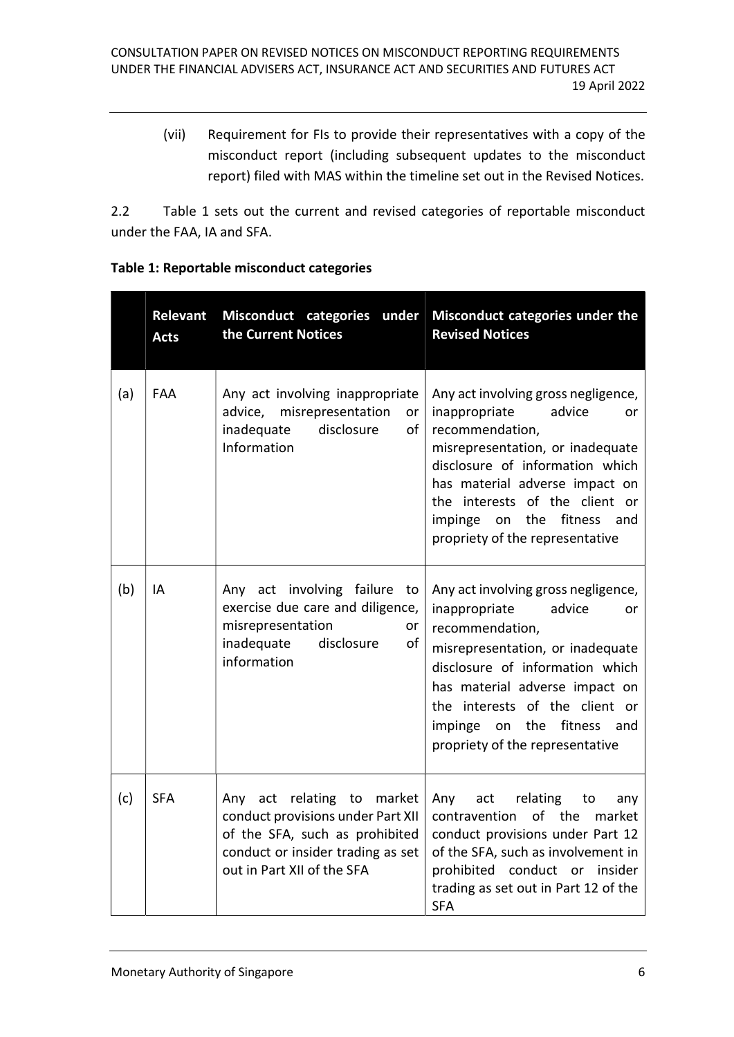(vii) Requirement for FIs to provide their representatives with a copy of the misconduct report (including subsequent updates to the misconduct report) filed with MAS within the timeline set out in the Revised Notices.

2.2 Table 1 sets out the current and revised categories of reportable misconduct under the FAA, IA and SFA.

**Table 1: Reportable misconduct categories**

| | Relevant Acts | Misconduct categories under the Current Notices | Misconduct categories under the Revised Notices |
|---|---|---|---|
| (a) | FAA | Any act involving inappropriate advice, misrepresentation or inadequate disclosure of Information | Any act involving gross negligence, inappropriate advice or recommendation, misrepresentation, or inadequate disclosure of information which has material adverse impact on the interests of the client or impinge on the fitness and propriety of the representative |
| (b) | IA | Any act involving failure to exercise due care and diligence, misrepresentation or inadequate disclosure of information | Any act involving gross negligence, inappropriate advice or recommendation, misrepresentation, or inadequate disclosure of information which has material adverse impact on the interests of the client or impinge on the fitness and propriety of the representative |
| (c) | SFA | Any act relating to market conduct provisions under Part XII of the SFA, such as prohibited conduct or insider trading as set out in Part XII of the SFA | Any act relating to any contravention of the market conduct provisions under Part 12 of the SFA, such as involvement in prohibited conduct or insider trading as set out in Part 12 of the SFA |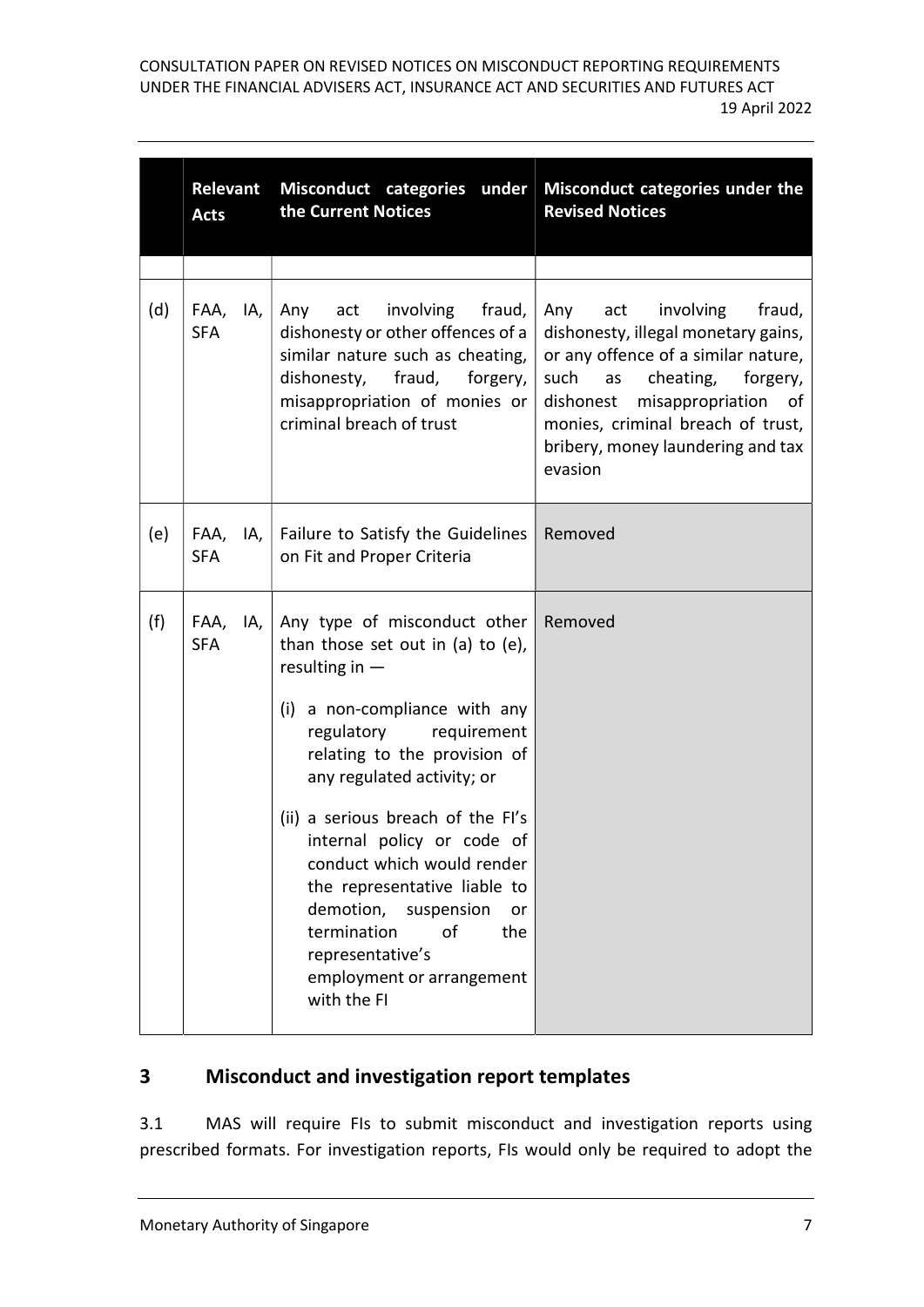| | Relevant Acts | Misconduct categories under the Current Notices | Misconduct categories under the Revised Notices |
|---|---|---|---|
| | | | |
| (d) | FAA, IA, SFA | Any act involving fraud, dishonesty or other offences of a similar nature such as cheating, dishonesty, fraud, forgery, misappropriation of monies or criminal breach of trust | Any act involving fraud, dishonesty, illegal monetary gains, or any offence of a similar nature, such as cheating, forgery, dishonest misappropriation of monies, criminal breach of trust, bribery, money laundering and tax evasion |
| (e) | FAA, IA, SFA | Failure to Satisfy the Guidelines on Fit and Proper Criteria | Removed |
| (f) | FAA, IA, SFA | Any type of misconduct other than those set out in (a) to (e), resulting in — <br><br>(i) a non-compliance with any regulatory requirement relating to the provision of any regulated activity; or<br><br>(ii) a serious breach of the FI's internal policy or code of conduct which would render the representative liable to demotion, suspension or termination of the representative's employment or arrangement with the FI | Removed |

## 3 Misconduct and investigation report templates

3.1 MAS will require FIs to submit misconduct and investigation reports using prescribed formats. For investigation reports, FIs would only be required to adopt the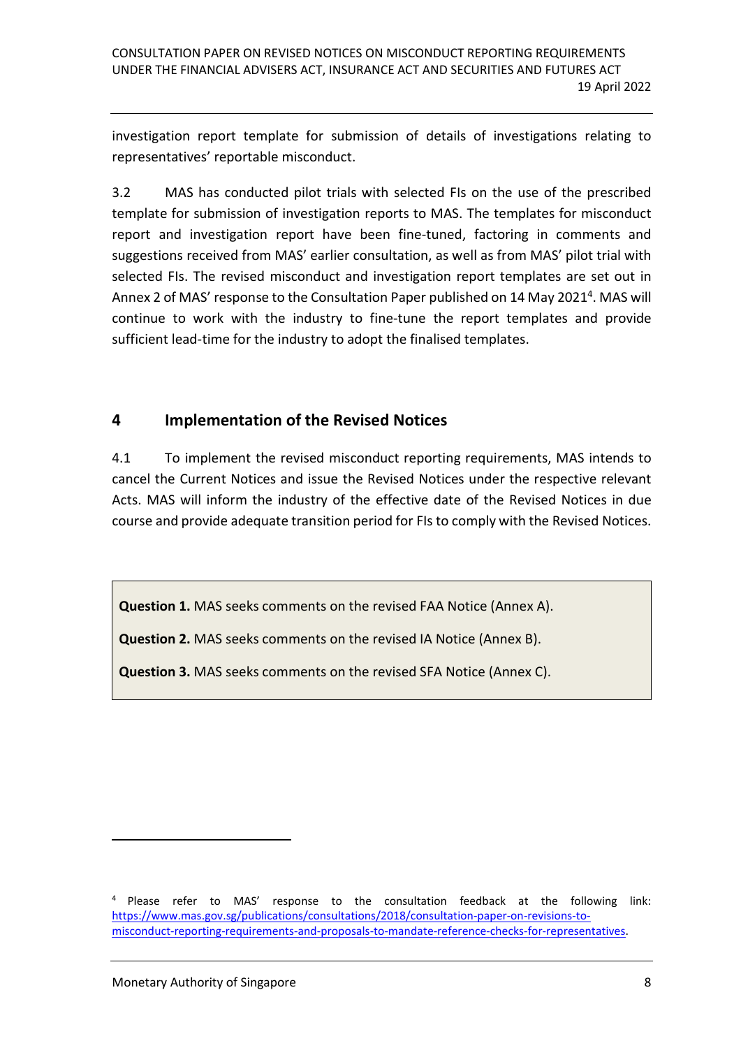investigation report template for submission of details of investigations relating to representatives' reportable misconduct.

3.2 MAS has conducted pilot trials with selected FIs on the use of the prescribed template for submission of investigation reports to MAS. The templates for misconduct report and investigation report have been fine-tuned, factoring in comments and suggestions received from MAS' earlier consultation, as well as from MAS' pilot trial with selected FIs. The revised misconduct and investigation report templates are set out in Annex 2 of MAS' response to the Consultation Paper published on 14 May 2021[4]. MAS will continue to work with the industry to fine-tune the report templates and provide sufficient lead-time for the industry to adopt the finalised templates.

## 4 Implementation of the Revised Notices

4.1 To implement the revised misconduct reporting requirements, MAS intends to cancel the Current Notices and issue the Revised Notices under the respective relevant Acts. MAS will inform the industry of the effective date of the Revised Notices in due course and provide adequate transition period for FIs to comply with the Revised Notices.

**Question 1.** MAS seeks comments on the revised FAA Notice (Annex A).

**Question 2.** MAS seeks comments on the revised IA Notice (Annex B).

**Question 3.** MAS seeks comments on the revised SFA Notice (Annex C).

---

[4] Please refer to MAS' response to the consultation feedback at the following link: https://www.mas.gov.sg/publications/consultations/2018/consultation-paper-on-revisions-to-misconduct-reporting-requirements-and-proposals-to-mandate-reference-checks-for-representatives.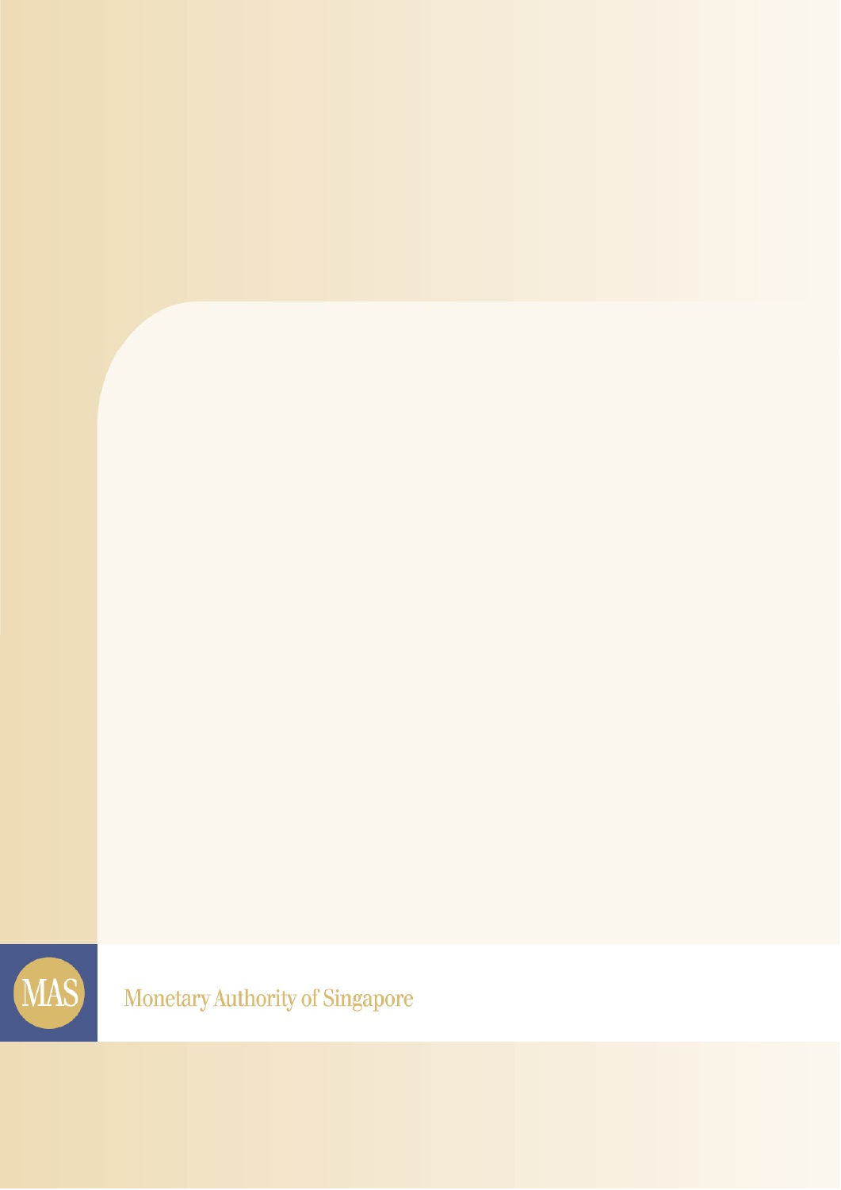MAS

Monetary Authority of Singapore